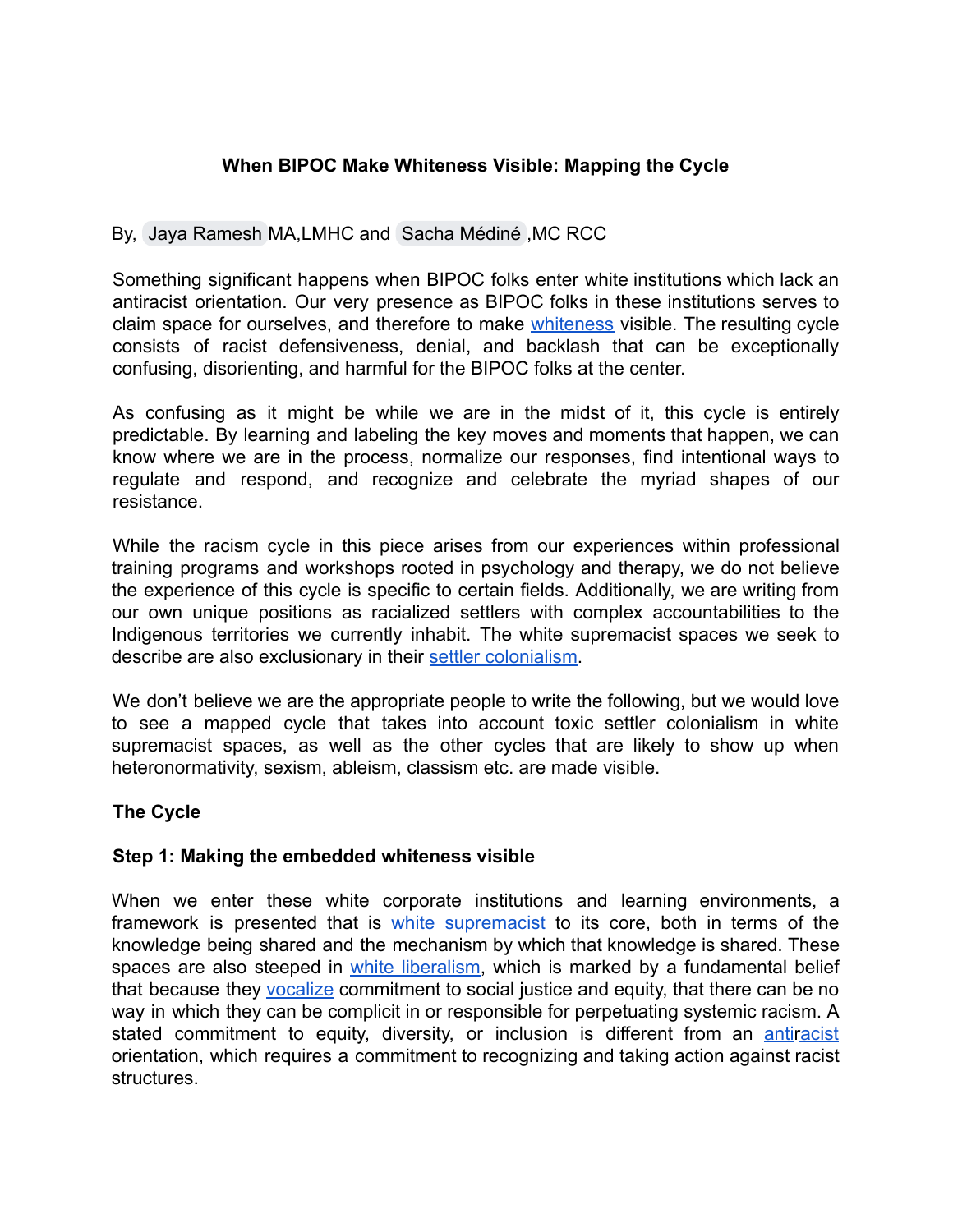# When BIPOC Make Whiteness Visible: Mapping the Cycle

By, Jaya Ramesh MA,LMHC and Sacha Médiné ,MC RCC

Something significant happens when BIPOC folks enter white institutions which lack an antiracist orientation. Our very presence as BIPOC folks in these institutions serves to claim space for ourselves, and therefore to make whiteness visible. The resulting cycle consists of racist defensiveness, denial, and backlash that can be exceptionally confusing, disorienting, and harmful for the BIPOC folks at the center.

As confusing as it might be while we are in the midst of it, this cycle is entirely predictable. By learning and labeling the key moves and moments that happen, we can know where we are in the process, normalize our responses, find intentional ways to regulate and respond, and recognize and celebrate the myriad shapes of our resistance.

While the racism cycle in this piece arises from our experiences within professional training programs and workshops rooted in psychology and therapy, we do not believe the experience of this cycle is specific to certain fields. Additionally, we are writing from our own unique positions as racialized settlers with complex accountabilities to the Indigenous territories we currently inhabit. The white supremacist spaces we seek to describe are also exclusionary in their settler colonialism.

We don't believe we are the appropriate people to write the following, but we would love to see a mapped cycle that takes into account toxic settler colonialism in white supremacist spaces, as well as the other cycles that are likely to show up when heteronormativity, sexism, ableism, classism etc. are made visible.

## The Cycle

### Step 1: Making the embedded whiteness visible

When we enter these white corporate institutions and learning environments, a framework is presented that is white supremacist to its core, both in terms of the knowledge being shared and the mechanism by which that knowledge is shared. These spaces are also steeped in white liberalism, which is marked by a fundamental belief that because they vocalize commitment to social justice and equity, that there can be no way in which they can be complicit in or responsible for perpetuating systemic racism. A stated commitment to equity, diversity, or inclusion is different from an antiracist orientation, which requires a commitment to recognizing and taking action against racist structures.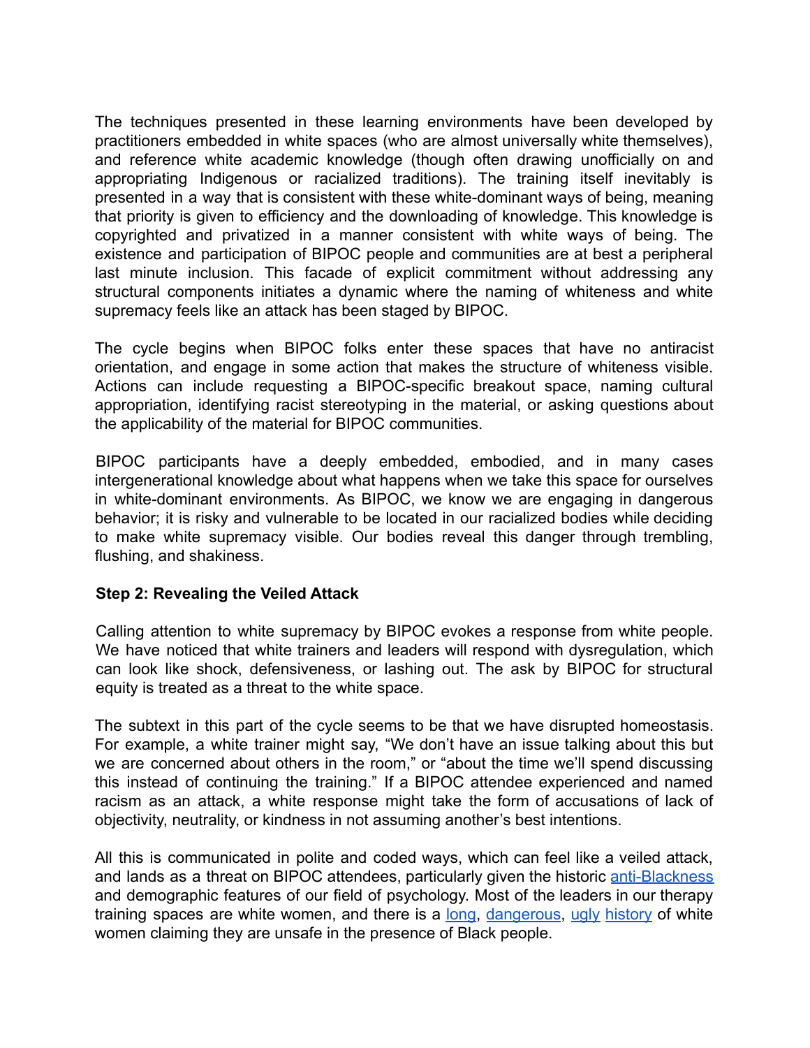The techniques presented in these learning environments have been developed by practitioners embedded in white spaces (who are almost universally white themselves), and reference white academic knowledge (though often drawing unofficially on and appropriating Indigenous or racialized traditions). The training itself inevitably is presented in a way that is consistent with these white-dominant ways of being, meaning that priority is given to efficiency and the downloading of knowledge. This knowledge is copyrighted and privatized in a manner consistent with white ways of being. The existence and participation of BIPOC people and communities are at best a peripheral last minute inclusion. This facade of explicit commitment without addressing any structural components initiates a dynamic where the naming of whiteness and white supremacy feels like an attack has been staged by BIPOC.

The cycle begins when BIPOC folks enter these spaces that have no antiracist orientation, and engage in some action that makes the structure of whiteness visible. Actions can include requesting a BIPOC-specific breakout space, naming cultural appropriation, identifying racist stereotyping in the material, or asking questions about the applicability of the material for BIPOC communities.

BIPOC participants have a deeply embedded, embodied, and in many cases intergenerational knowledge about what happens when we take this space for ourselves in white-dominant environments. As BIPOC, we know we are engaging in dangerous behavior; it is risky and vulnerable to be located in our racialized bodies while deciding to make white supremacy visible. Our bodies reveal this danger through trembling, flushing, and shakiness.

**Step 2: Revealing the Veiled Attack**

Calling attention to white supremacy by BIPOC evokes a response from white people. We have noticed that white trainers and leaders will respond with dysregulation, which can look like shock, defensiveness, or lashing out. The ask by BIPOC for structural equity is treated as a threat to the white space.

The subtext in this part of the cycle seems to be that we have disrupted homeostasis. For example, a white trainer might say, "We don't have an issue talking about this but we are concerned about others in the room," or "about the time we'll spend discussing this instead of continuing the training." If a BIPOC attendee experienced and named racism as an attack, a white response might take the form of accusations of lack of objectivity, neutrality, or kindness in not assuming another's best intentions.

All this is communicated in polite and coded ways, which can feel like a veiled attack, and lands as a threat on BIPOC attendees, particularly given the historic anti-Blackness and demographic features of our field of psychology. Most of the leaders in our therapy training spaces are white women, and there is a long, dangerous, ugly history of white women claiming they are unsafe in the presence of Black people.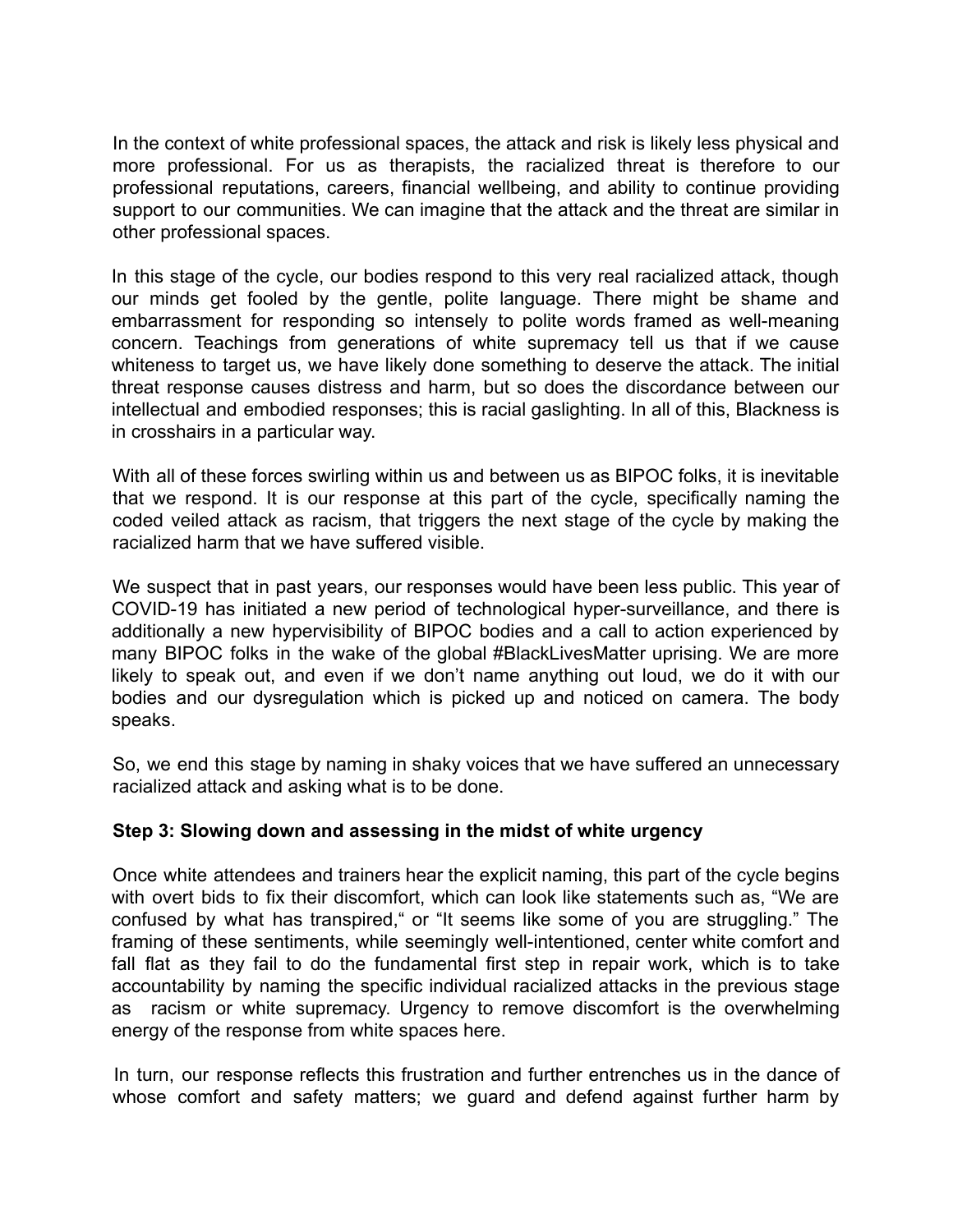In the context of white professional spaces, the attack and risk is likely less physical and more professional. For us as therapists, the racialized threat is therefore to our professional reputations, careers, financial wellbeing, and ability to continue providing support to our communities. We can imagine that the attack and the threat are similar in other professional spaces.

In this stage of the cycle, our bodies respond to this very real racialized attack, though our minds get fooled by the gentle, polite language. There might be shame and embarrassment for responding so intensely to polite words framed as well-meaning concern. Teachings from generations of white supremacy tell us that if we cause whiteness to target us, we have likely done something to deserve the attack. The initial threat response causes distress and harm, but so does the discordance between our intellectual and embodied responses; this is racial gaslighting. In all of this, Blackness is in crosshairs in a particular way.

With all of these forces swirling within us and between us as BIPOC folks, it is inevitable that we respond. It is our response at this part of the cycle, specifically naming the coded veiled attack as racism, that triggers the next stage of the cycle by making the racialized harm that we have suffered visible.

We suspect that in past years, our responses would have been less public. This year of COVID-19 has initiated a new period of technological hyper-surveillance, and there is additionally a new hypervisibility of BIPOC bodies and a call to action experienced by many BIPOC folks in the wake of the global #BlackLivesMatter uprising. We are more likely to speak out, and even if we don't name anything out loud, we do it with our bodies and our dysregulation which is picked up and noticed on camera. The body speaks.

So, we end this stage by naming in shaky voices that we have suffered an unnecessary racialized attack and asking what is to be done.

**Step 3: Slowing down and assessing in the midst of white urgency**

Once white attendees and trainers hear the explicit naming, this part of the cycle begins with overt bids to fix their discomfort, which can look like statements such as, "We are confused by what has transpired," or "It seems like some of you are struggling." The framing of these sentiments, while seemingly well-intentioned, center white comfort and fall flat as they fail to do the fundamental first step in repair work, which is to take accountability by naming the specific individual racialized attacks in the previous stage as racism or white supremacy. Urgency to remove discomfort is the overwhelming energy of the response from white spaces here.

In turn, our response reflects this frustration and further entrenches us in the dance of whose comfort and safety matters; we guard and defend against further harm by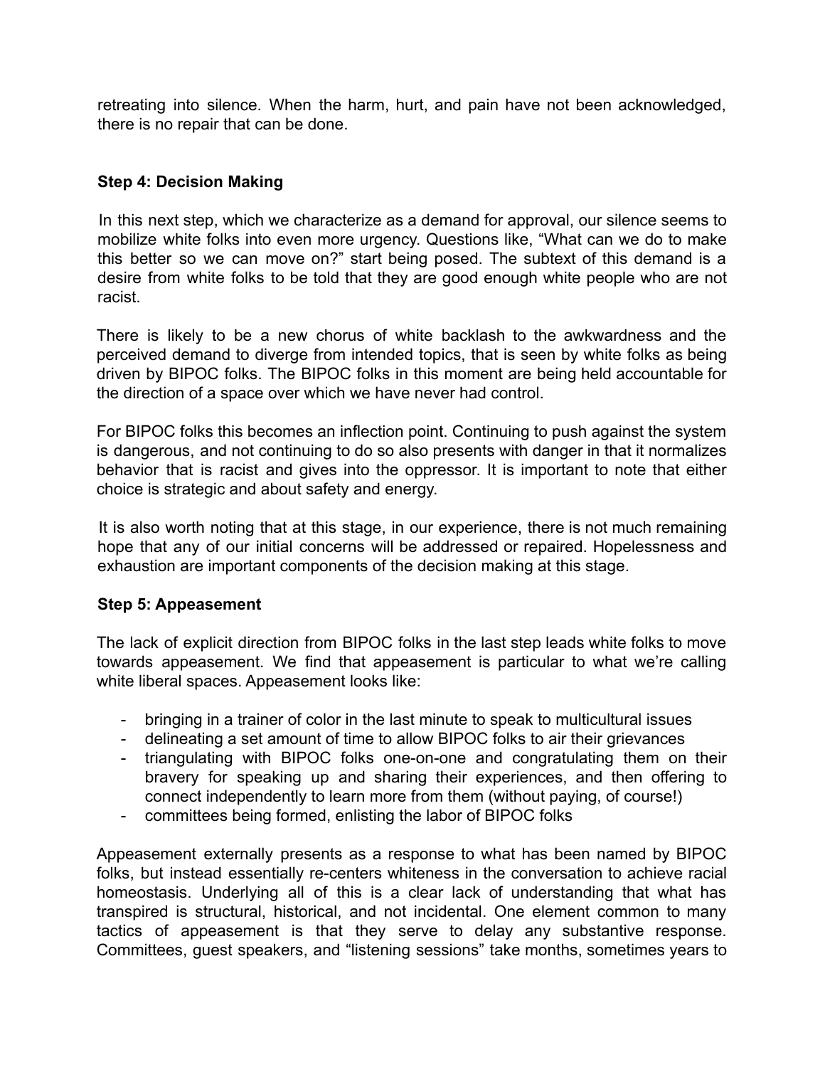retreating into silence. When the harm, hurt, and pain have not been acknowledged, there is no repair that can be done.

### Step 4: Decision Making

In this next step, which we characterize as a demand for approval, our silence seems to mobilize white folks into even more urgency. Questions like, "What can we do to make this better so we can move on?" start being posed. The subtext of this demand is a desire from white folks to be told that they are good enough white people who are not racist.

There is likely to be a new chorus of white backlash to the awkwardness and the perceived demand to diverge from intended topics, that is seen by white folks as being driven by BIPOC folks. The BIPOC folks in this moment are being held accountable for the direction of a space over which we have never had control.

For BIPOC folks this becomes an inflection point. Continuing to push against the system is dangerous, and not continuing to do so also presents with danger in that it normalizes behavior that is racist and gives into the oppressor. It is important to note that either choice is strategic and about safety and energy.

It is also worth noting that at this stage, in our experience, there is not much remaining hope that any of our initial concerns will be addressed or repaired. Hopelessness and exhaustion are important components of the decision making at this stage.

### Step 5: Appeasement

The lack of explicit direction from BIPOC folks in the last step leads white folks to move towards appeasement. We find that appeasement is particular to what we're calling white liberal spaces. Appeasement looks like:

- bringing in a trainer of color in the last minute to speak to multicultural issues
- delineating a set amount of time to allow BIPOC folks to air their grievances
- triangulating with BIPOC folks one-on-one and congratulating them on their bravery for speaking up and sharing their experiences, and then offering to connect independently to learn more from them (without paying, of course!)
- committees being formed, enlisting the labor of BIPOC folks

Appeasement externally presents as a response to what has been named by BIPOC folks, but instead essentially re-centers whiteness in the conversation to achieve racial homeostasis. Underlying all of this is a clear lack of understanding that what has transpired is structural, historical, and not incidental. One element common to many tactics of appeasement is that they serve to delay any substantive response. Committees, guest speakers, and "listening sessions" take months, sometimes years to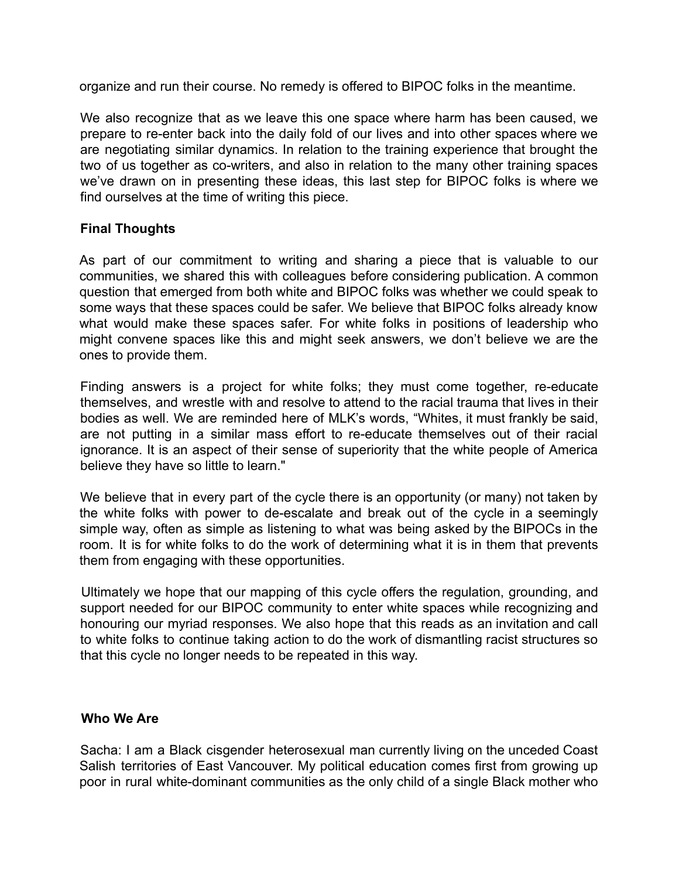organize and run their course. No remedy is offered to BIPOC folks in the meantime.

We also recognize that as we leave this one space where harm has been caused, we prepare to re-enter back into the daily fold of our lives and into other spaces where we are negotiating similar dynamics. In relation to the training experience that brought the two of us together as co-writers, and also in relation to the many other training spaces we've drawn on in presenting these ideas, this last step for BIPOC folks is where we find ourselves at the time of writing this piece.

## Final Thoughts

As part of our commitment to writing and sharing a piece that is valuable to our communities, we shared this with colleagues before considering publication. A common question that emerged from both white and BIPOC folks was whether we could speak to some ways that these spaces could be safer. We believe that BIPOC folks already know what would make these spaces safer. For white folks in positions of leadership who might convene spaces like this and might seek answers, we don't believe we are the ones to provide them.

Finding answers is a project for white folks; they must come together, re-educate themselves, and wrestle with and resolve to attend to the racial trauma that lives in their bodies as well. We are reminded here of MLK's words, "Whites, it must frankly be said, are not putting in a similar mass effort to re-educate themselves out of their racial ignorance. It is an aspect of their sense of superiority that the white people of America believe they have so little to learn."

We believe that in every part of the cycle there is an opportunity (or many) not taken by the white folks with power to de-escalate and break out of the cycle in a seemingly simple way, often as simple as listening to what was being asked by the BIPOCs in the room. It is for white folks to do the work of determining what it is in them that prevents them from engaging with these opportunities.

Ultimately we hope that our mapping of this cycle offers the regulation, grounding, and support needed for our BIPOC community to enter white spaces while recognizing and honouring our myriad responses. We also hope that this reads as an invitation and call to white folks to continue taking action to do the work of dismantling racist structures so that this cycle no longer needs to be repeated in this way.

## Who We Are

Sacha: I am a Black cisgender heterosexual man currently living on the unceded Coast Salish territories of East Vancouver. My political education comes first from growing up poor in rural white-dominant communities as the only child of a single Black mother who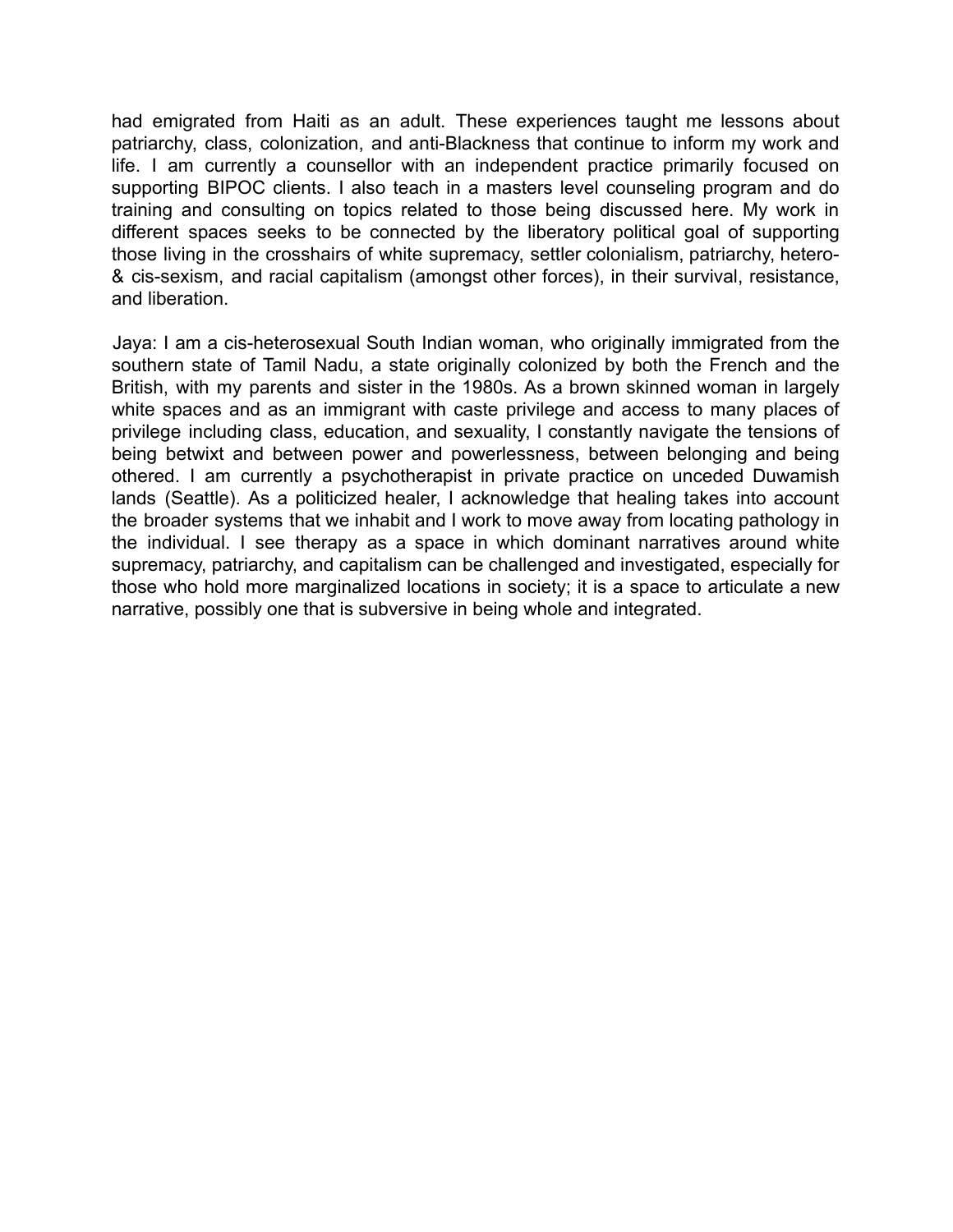had emigrated from Haiti as an adult. These experiences taught me lessons about patriarchy, class, colonization, and anti-Blackness that continue to inform my work and life. I am currently a counsellor with an independent practice primarily focused on supporting BIPOC clients. I also teach in a masters level counseling program and do training and consulting on topics related to those being discussed here. My work in different spaces seeks to be connected by the liberatory political goal of supporting those living in the crosshairs of white supremacy, settler colonialism, patriarchy, hetero- & cis-sexism, and racial capitalism (amongst other forces), in their survival, resistance, and liberation.

Jaya: I am a cis-heterosexual South Indian woman, who originally immigrated from the southern state of Tamil Nadu, a state originally colonized by both the French and the British, with my parents and sister in the 1980s. As a brown skinned woman in largely white spaces and as an immigrant with caste privilege and access to many places of privilege including class, education, and sexuality, I constantly navigate the tensions of being betwixt and between power and powerlessness, between belonging and being othered. I am currently a psychotherapist in private practice on unceded Duwamish lands (Seattle). As a politicized healer, I acknowledge that healing takes into account the broader systems that we inhabit and I work to move away from locating pathology in the individual. I see therapy as a space in which dominant narratives around white supremacy, patriarchy, and capitalism can be challenged and investigated, especially for those who hold more marginalized locations in society; it is a space to articulate a new narrative, possibly one that is subversive in being whole and integrated.